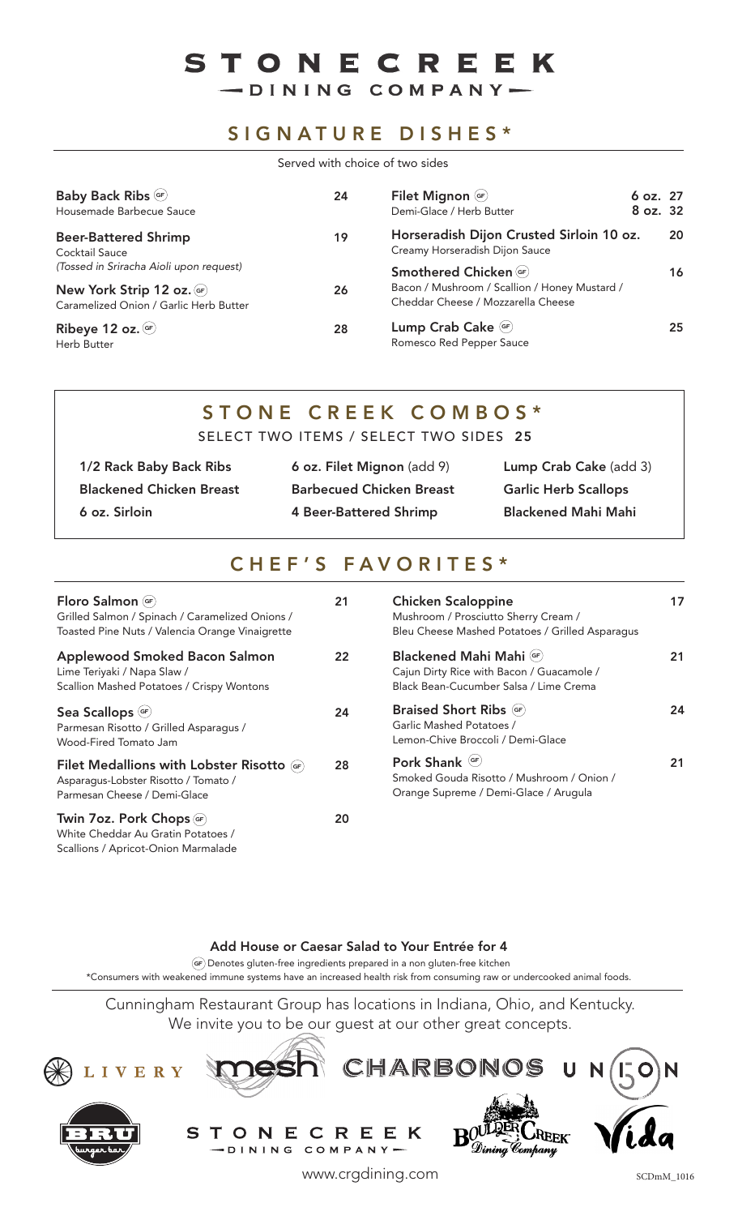# STONECREEK
## DINING COMPANY

## SIGNATURE DISHES*

Served with choice of two sides

**Baby Back Ribs** (GF) — 24
Housemade Barbecue Sauce

**Beer-Battered Shrimp** — 19
Cocktail Sauce
*(Tossed in Sriracha Aioli upon request)*

**New York Strip 12 oz.** (GF) — 26
Caramelized Onion / Garlic Herb Butter

**Ribeye 12 oz.** (GF) — 28
Herb Butter

**Filet Mignon** (GF) — 6 oz. 27 / 8 oz. 32
Demi-Glace / Herb Butter

**Horseradish Dijon Crusted Sirloin 10 oz.** — 20
Creamy Horseradish Dijon Sauce

**Smothered Chicken** (GF) — 16
Bacon / Mushroom / Scallion / Honey Mustard / Cheddar Cheese / Mozzarella Cheese

**Lump Crab Cake** (GF) — 25
Romesco Red Pepper Sauce

## STONE CREEK COMBOS*

SELECT TWO ITEMS / SELECT TWO SIDES **25**

- **1/2 Rack Baby Back Ribs**
- **Blackened Chicken Breast**
- **6 oz. Sirloin**
- **6 oz. Filet Mignon** (add 9)
- **Barbecued Chicken Breast**
- **4 Beer-Battered Shrimp**
- **Lump Crab Cake** (add 3)
- **Garlic Herb Scallops**
- **Blackened Mahi Mahi**

## CHEF'S FAVORITES*

**Floro Salmon** (GF) — 21
Grilled Salmon / Spinach / Caramelized Onions / Toasted Pine Nuts / Valencia Orange Vinaigrette

**Applewood Smoked Bacon Salmon** — 22
Lime Teriyaki / Napa Slaw / Scallion Mashed Potatoes / Crispy Wontons

**Sea Scallops** (GF) — 24
Parmesan Risotto / Grilled Asparagus / Wood-Fired Tomato Jam

**Filet Medallions with Lobster Risotto** (GF) — 28
Asparagus-Lobster Risotto / Tomato / Parmesan Cheese / Demi-Glace

**Twin 7oz. Pork Chops** (GF) — 20
White Cheddar Au Gratin Potatoes / Scallions / Apricot-Onion Marmalade

**Chicken Scaloppine** — 17
Mushroom / Prosciutto Sherry Cream / Bleu Cheese Mashed Potatoes / Grilled Asparagus

**Blackened Mahi Mahi** (GF) — 21
Cajun Dirty Rice with Bacon / Guacamole / Black Bean-Cucumber Salsa / Lime Crema

**Braised Short Ribs** (GF) — 24
Garlic Mashed Potatoes / Lemon-Chive Broccoli / Demi-Glace

**Pork Shank** (GF) — 21
Smoked Gouda Risotto / Mushroom / Onion / Orange Supreme / Demi-Glace / Arugula

**Add House or Caesar Salad to Your Entrée for 4**

(GF) Denotes gluten-free ingredients prepared in a non gluten-free kitchen

*Consumers with weakened immune systems have an increased health risk from consuming raw or undercooked animal foods.

Cunningham Restaurant Group has locations in Indiana, Ohio, and Kentucky.
We invite you to be our guest at our other great concepts.

LIVERY · mesh · CHARBONOS · UNION 50 · BRU burger bar · STONECREEK DINING COMPANY · Boulder Creek Dining Company · Vida

www.crgdining.com

SCDmM_1016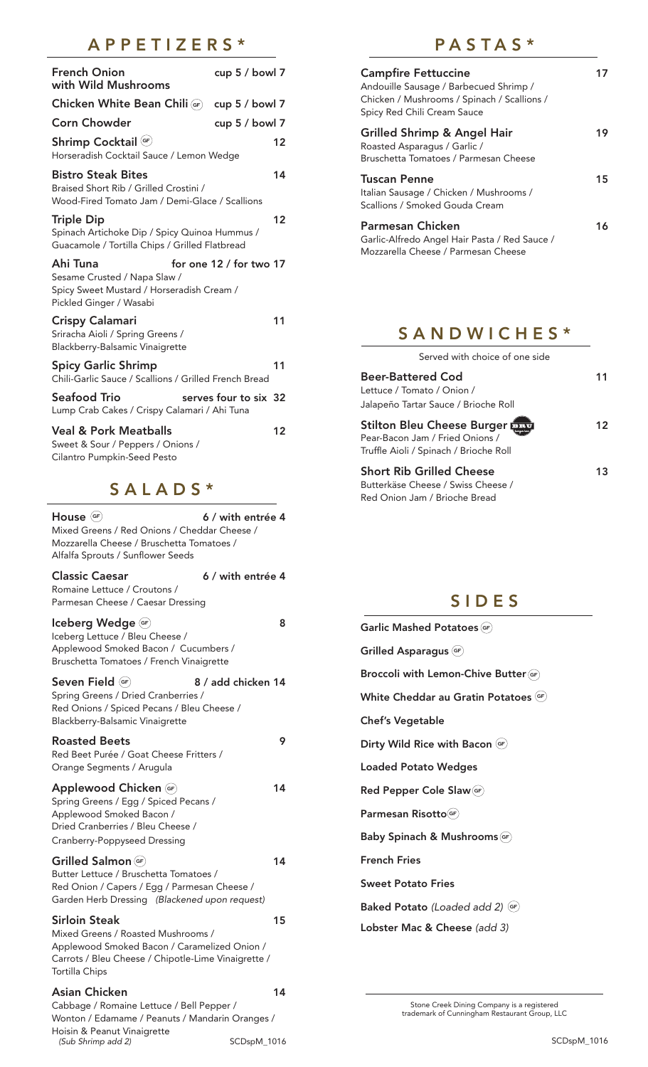## APPETIZERS*

**French Onion with Wild Mushrooms** cup 5 / bowl 7

**Chicken White Bean Chili** (GF) cup 5 / bowl 7

**Corn Chowder** cup 5 / bowl 7

**Shrimp Cocktail** (GF) 12
Horseradish Cocktail Sauce / Lemon Wedge

**Bistro Steak Bites** 14
Braised Short Rib / Grilled Crostini / Wood-Fired Tomato Jam / Demi-Glace / Scallions

**Triple Dip** 12
Spinach Artichoke Dip / Spicy Quinoa Hummus / Guacamole / Tortilla Chips / Grilled Flatbread

**Ahi Tuna** for one 12 / for two 17
Sesame Crusted / Napa Slaw / Spicy Sweet Mustard / Horseradish Cream / Pickled Ginger / Wasabi

**Crispy Calamari** 11
Sriracha Aioli / Spring Greens / Blackberry-Balsamic Vinaigrette

**Spicy Garlic Shrimp** 11
Chili-Garlic Sauce / Scallions / Grilled French Bread

**Seafood Trio** serves four to six 32
Lump Crab Cakes / Crispy Calamari / Ahi Tuna

**Veal & Pork Meatballs** 12
Sweet & Sour / Peppers / Onions / Cilantro Pumpkin-Seed Pesto

## SALADS*

**House** (GF) 6 / with entrée 4
Mixed Greens / Red Onions / Cheddar Cheese / Mozzarella Cheese / Bruschetta Tomatoes / Alfalfa Sprouts / Sunflower Seeds

**Classic Caesar** 6 / with entrée 4
Romaine Lettuce / Croutons / Parmesan Cheese / Caesar Dressing

**Iceberg Wedge** (GF) 8
Iceberg Lettuce / Bleu Cheese / Applewood Smoked Bacon / Cucumbers / Bruschetta Tomatoes / French Vinaigrette

**Seven Field** (GF) 8 / add chicken 14
Spring Greens / Dried Cranberries / Red Onions / Spiced Pecans / Bleu Cheese / Blackberry-Balsamic Vinaigrette

**Roasted Beets** 9
Red Beet Purée / Goat Cheese Fritters / Orange Segments / Arugula

**Applewood Chicken** (GF) 14
Spring Greens / Egg / Spiced Pecans / Applewood Smoked Bacon / Dried Cranberries / Bleu Cheese / Cranberry-Poppyseed Dressing

**Grilled Salmon** (GF) 14
Butter Lettuce / Bruschetta Tomatoes / Red Onion / Capers / Egg / Parmesan Cheese / Garden Herb Dressing *(Blackened upon request)*

**Sirloin Steak** 15
Mixed Greens / Roasted Mushrooms / Applewood Smoked Bacon / Caramelized Onion / Carrots / Bleu Cheese / Chipotle-Lime Vinaigrette / Tortilla Chips

**Asian Chicken** 14
Cabbage / Romaine Lettuce / Bell Pepper / Wonton / Edamame / Peanuts / Mandarin Oranges / Hoisin & Peanut Vinaigrette
*(Sub Shrimp add 2)*

## PASTAS*

**Campfire Fettuccine** 17
Andouille Sausage / Barbecued Shrimp / Chicken / Mushrooms / Spinach / Scallions / Spicy Red Chili Cream Sauce

**Grilled Shrimp & Angel Hair** 19
Roasted Asparagus / Garlic / Bruschetta Tomatoes / Parmesan Cheese

**Tuscan Penne** 15
Italian Sausage / Chicken / Mushrooms / Scallions / Smoked Gouda Cream

**Parmesan Chicken** 16
Garlic-Alfredo Angel Hair Pasta / Red Sauce / Mozzarella Cheese / Parmesan Cheese

## SANDWICHES*

Served with choice of one side

**Beer-Battered Cod** 11
Lettuce / Tomato / Onion / Jalapeño Tartar Sauce / Brioche Roll

**Stilton Bleu Cheese Burger** 12
Pear-Bacon Jam / Fried Onions / Truffle Aioli / Spinach / Brioche Roll

**Short Rib Grilled Cheese** 13
Butterkäse Cheese / Swiss Cheese / Red Onion Jam / Brioche Bread

## SIDES

**Garlic Mashed Potatoes** (GF)

**Grilled Asparagus** (GF)

**Broccoli with Lemon-Chive Butter** (GF)

**White Cheddar au Gratin Potatoes** (GF)

**Chef's Vegetable**

**Dirty Wild Rice with Bacon** (GF)

**Loaded Potato Wedges**

**Red Pepper Cole Slaw** (GF)

**Parmesan Risotto** (GF)

**Baby Spinach & Mushrooms** (GF)

**French Fries**

**Sweet Potato Fries**

**Baked Potato** *(Loaded add 2)* (GF)

**Lobster Mac & Cheese** *(add 3)*

Stone Creek Dining Company is a registered trademark of Cunningham Restaurant Group, LLC

SCDspM_1016